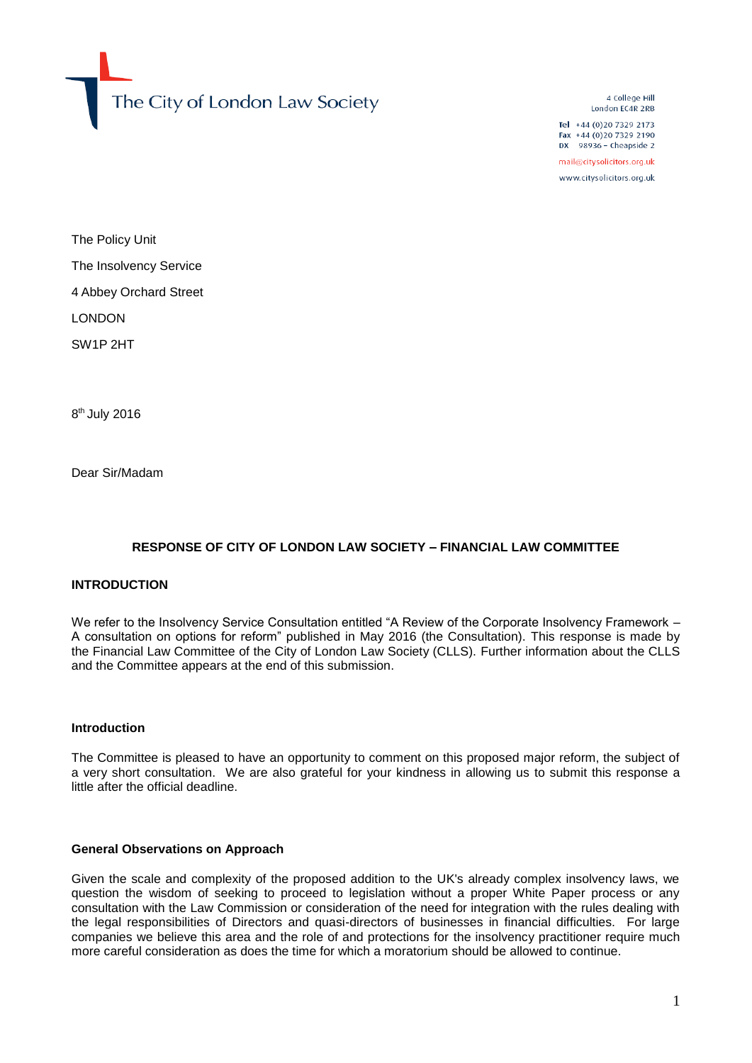The City of London Law Society

4 College Hill
London EC4R 2RB

Tel +44 (0)20 7329 2173
Fax +44 (0)20 7329 2190
DX 98936 – Cheapside 2

mail@citysolicitors.org.uk
www.citysolicitors.org.uk

The Policy Unit

The Insolvency Service

4 Abbey Orchard Street

LONDON

SW1P 2HT

8th July 2016

Dear Sir/Madam

**RESPONSE OF CITY OF LONDON LAW SOCIETY – FINANCIAL LAW COMMITTEE**

## INTRODUCTION

We refer to the Insolvency Service Consultation entitled "A Review of the Corporate Insolvency Framework – A consultation on options for reform" published in May 2016 (the Consultation). This response is made by the Financial Law Committee of the City of London Law Society (CLLS). Further information about the CLLS and the Committee appears at the end of this submission.

### Introduction

The Committee is pleased to have an opportunity to comment on this proposed major reform, the subject of a very short consultation. We are also grateful for your kindness in allowing us to submit this response a little after the official deadline.

### General Observations on Approach

Given the scale and complexity of the proposed addition to the UK's already complex insolvency laws, we question the wisdom of seeking to proceed to legislation without a proper White Paper process or any consultation with the Law Commission or consideration of the need for integration with the rules dealing with the legal responsibilities of Directors and quasi-directors of businesses in financial difficulties. For large companies we believe this area and the role of and protections for the insolvency practitioner require much more careful consideration as does the time for which a moratorium should be allowed to continue.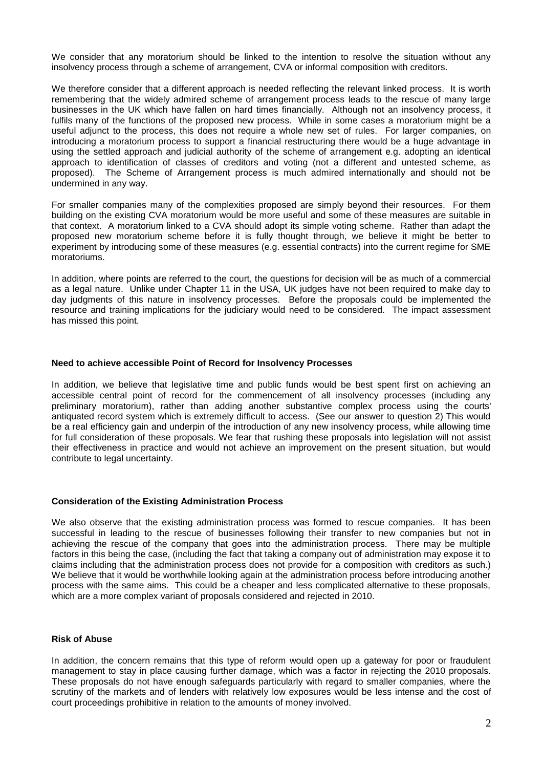We consider that any moratorium should be linked to the intention to resolve the situation without any insolvency process through a scheme of arrangement, CVA or informal composition with creditors.

We therefore consider that a different approach is needed reflecting the relevant linked process. It is worth remembering that the widely admired scheme of arrangement process leads to the rescue of many large businesses in the UK which have fallen on hard times financially. Although not an insolvency process, it fulfils many of the functions of the proposed new process. While in some cases a moratorium might be a useful adjunct to the process, this does not require a whole new set of rules. For larger companies, on introducing a moratorium process to support a financial restructuring there would be a huge advantage in using the settled approach and judicial authority of the scheme of arrangement e.g. adopting an identical approach to identification of classes of creditors and voting (not a different and untested scheme, as proposed). The Scheme of Arrangement process is much admired internationally and should not be undermined in any way.

For smaller companies many of the complexities proposed are simply beyond their resources. For them building on the existing CVA moratorium would be more useful and some of these measures are suitable in that context. A moratorium linked to a CVA should adopt its simple voting scheme. Rather than adapt the proposed new moratorium scheme before it is fully thought through, we believe it might be better to experiment by introducing some of these measures (e.g. essential contracts) into the current regime for SME moratoriums.

In addition, where points are referred to the court, the questions for decision will be as much of a commercial as a legal nature. Unlike under Chapter 11 in the USA, UK judges have not been required to make day to day judgments of this nature in insolvency processes. Before the proposals could be implemented the resource and training implications for the judiciary would need to be considered. The impact assessment has missed this point.

**Need to achieve accessible Point of Record for Insolvency Processes**

In addition, we believe that legislative time and public funds would be best spent first on achieving an accessible central point of record for the commencement of all insolvency processes (including any preliminary moratorium), rather than adding another substantive complex process using the courts' antiquated record system which is extremely difficult to access. (See our answer to question 2) This would be a real efficiency gain and underpin of the introduction of any new insolvency process, while allowing time for full consideration of these proposals. We fear that rushing these proposals into legislation will not assist their effectiveness in practice and would not achieve an improvement on the present situation, but would contribute to legal uncertainty.

**Consideration of the Existing Administration Process**

We also observe that the existing administration process was formed to rescue companies. It has been successful in leading to the rescue of businesses following their transfer to new companies but not in achieving the rescue of the company that goes into the administration process. There may be multiple factors in this being the case, (including the fact that taking a company out of administration may expose it to claims including that the administration process does not provide for a composition with creditors as such.) We believe that it would be worthwhile looking again at the administration process before introducing another process with the same aims. This could be a cheaper and less complicated alternative to these proposals, which are a more complex variant of proposals considered and rejected in 2010.

**Risk of Abuse**

In addition, the concern remains that this type of reform would open up a gateway for poor or fraudulent management to stay in place causing further damage, which was a factor in rejecting the 2010 proposals. These proposals do not have enough safeguards particularly with regard to smaller companies, where the scrutiny of the markets and of lenders with relatively low exposures would be less intense and the cost of court proceedings prohibitive in relation to the amounts of money involved.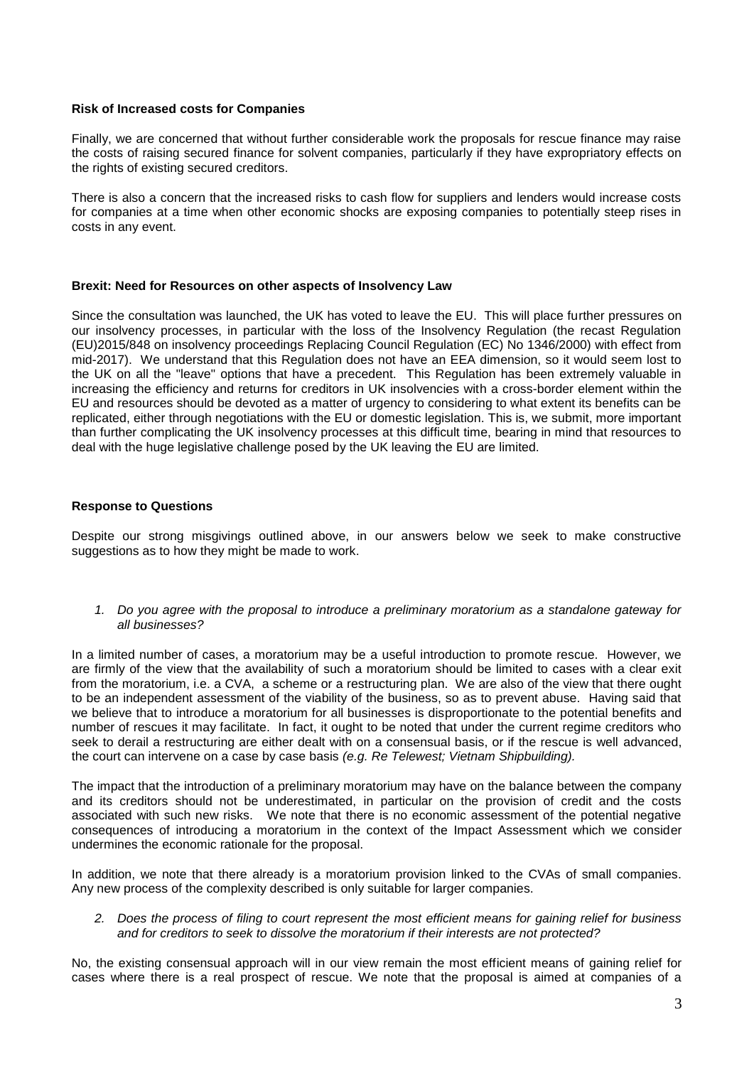**Risk of Increased costs for Companies**

Finally, we are concerned that without further considerable work the proposals for rescue finance may raise the costs of raising secured finance for solvent companies, particularly if they have expropriatory effects on the rights of existing secured creditors.

There is also a concern that the increased risks to cash flow for suppliers and lenders would increase costs for companies at a time when other economic shocks are exposing companies to potentially steep rises in costs in any event.

**Brexit: Need for Resources on other aspects of Insolvency Law**

Since the consultation was launched, the UK has voted to leave the EU. This will place further pressures on our insolvency processes, in particular with the loss of the Insolvency Regulation (the recast Regulation (EU)2015/848 on insolvency proceedings Replacing Council Regulation (EC) No 1346/2000) with effect from mid-2017). We understand that this Regulation does not have an EEA dimension, so it would seem lost to the UK on all the "leave" options that have a precedent. This Regulation has been extremely valuable in increasing the efficiency and returns for creditors in UK insolvencies with a cross-border element within the EU and resources should be devoted as a matter of urgency to considering to what extent its benefits can be replicated, either through negotiations with the EU or domestic legislation. This is, we submit, more important than further complicating the UK insolvency processes at this difficult time, bearing in mind that resources to deal with the huge legislative challenge posed by the UK leaving the EU are limited.

**Response to Questions**

Despite our strong misgivings outlined above, in our answers below we seek to make constructive suggestions as to how they might be made to work.

1. *Do you agree with the proposal to introduce a preliminary moratorium as a standalone gateway for all businesses?*

In a limited number of cases, a moratorium may be a useful introduction to promote rescue. However, we are firmly of the view that the availability of such a moratorium should be limited to cases with a clear exit from the moratorium, i.e. a CVA, a scheme or a restructuring plan. We are also of the view that there ought to be an independent assessment of the viability of the business, so as to prevent abuse. Having said that we believe that to introduce a moratorium for all businesses is disproportionate to the potential benefits and number of rescues it may facilitate. In fact, it ought to be noted that under the current regime creditors who seek to derail a restructuring are either dealt with on a consensual basis, or if the rescue is well advanced, the court can intervene on a case by case basis *(e.g. Re Telewest; Vietnam Shipbuilding).*

The impact that the introduction of a preliminary moratorium may have on the balance between the company and its creditors should not be underestimated, in particular on the provision of credit and the costs associated with such new risks. We note that there is no economic assessment of the potential negative consequences of introducing a moratorium in the context of the Impact Assessment which we consider undermines the economic rationale for the proposal.

In addition, we note that there already is a moratorium provision linked to the CVAs of small companies. Any new process of the complexity described is only suitable for larger companies.

2. *Does the process of filing to court represent the most efficient means for gaining relief for business and for creditors to seek to dissolve the moratorium if their interests are not protected?*

No, the existing consensual approach will in our view remain the most efficient means of gaining relief for cases where there is a real prospect of rescue. We note that the proposal is aimed at companies of a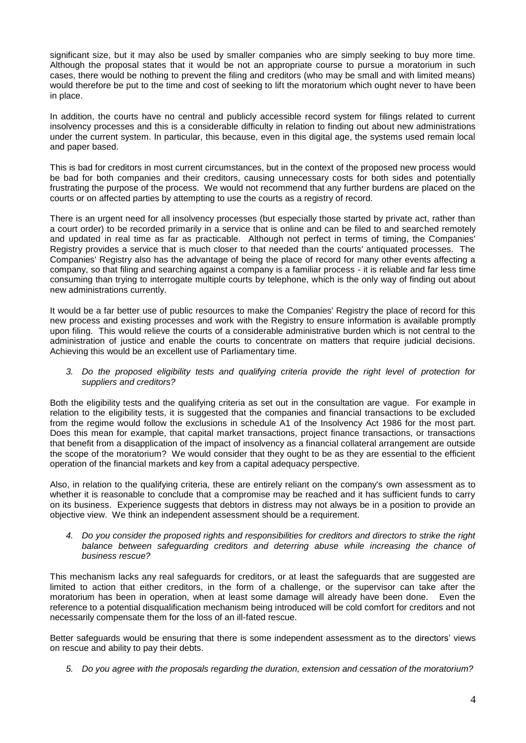significant size, but it may also be used by smaller companies who are simply seeking to buy more time. Although the proposal states that it would be not an appropriate course to pursue a moratorium in such cases, there would be nothing to prevent the filing and creditors (who may be small and with limited means) would therefore be put to the time and cost of seeking to lift the moratorium which ought never to have been in place.

In addition, the courts have no central and publicly accessible record system for filings related to current insolvency processes and this is a considerable difficulty in relation to finding out about new administrations under the current system. In particular, this because, even in this digital age, the systems used remain local and paper based.

This is bad for creditors in most current circumstances, but in the context of the proposed new process would be bad for both companies and their creditors, causing unnecessary costs for both sides and potentially frustrating the purpose of the process. We would not recommend that any further burdens are placed on the courts or on affected parties by attempting to use the courts as a registry of record.

There is an urgent need for all insolvency processes (but especially those started by private act, rather than a court order) to be recorded primarily in a service that is online and can be filed to and searched remotely and updated in real time as far as practicable. Although not perfect in terms of timing, the Companies' Registry provides a service that is much closer to that needed than the courts' antiquated processes. The Companies' Registry also has the advantage of being the place of record for many other events affecting a company, so that filing and searching against a company is a familiar process - it is reliable and far less time consuming than trying to interrogate multiple courts by telephone, which is the only way of finding out about new administrations currently.

It would be a far better use of public resources to make the Companies' Registry the place of record for this new process and existing processes and work with the Registry to ensure information is available promptly upon filing. This would relieve the courts of a considerable administrative burden which is not central to the administration of justice and enable the courts to concentrate on matters that require judicial decisions. Achieving this would be an excellent use of Parliamentary time.

3. *Do the proposed eligibility tests and qualifying criteria provide the right level of protection for suppliers and creditors?*

Both the eligibility tests and the qualifying criteria as set out in the consultation are vague. For example in relation to the eligibility tests, it is suggested that the companies and financial transactions to be excluded from the regime would follow the exclusions in schedule A1 of the Insolvency Act 1986 for the most part. Does this mean for example, that capital market transactions, project finance transactions, or transactions that benefit from a disapplication of the impact of insolvency as a financial collateral arrangement are outside the scope of the moratorium? We would consider that they ought to be as they are essential to the efficient operation of the financial markets and key from a capital adequacy perspective.

Also, in relation to the qualifying criteria, these are entirely reliant on the company's own assessment as to whether it is reasonable to conclude that a compromise may be reached and it has sufficient funds to carry on its business. Experience suggests that debtors in distress may not always be in a position to provide an objective view. We think an independent assessment should be a requirement.

4. *Do you consider the proposed rights and responsibilities for creditors and directors to strike the right balance between safeguarding creditors and deterring abuse while increasing the chance of business rescue?*

This mechanism lacks any real safeguards for creditors, or at least the safeguards that are suggested are limited to action that either creditors, in the form of a challenge, or the supervisor can take after the moratorium has been in operation, when at least some damage will already have been done. Even the reference to a potential disqualification mechanism being introduced will be cold comfort for creditors and not necessarily compensate them for the loss of an ill-fated rescue.

Better safeguards would be ensuring that there is some independent assessment as to the directors' views on rescue and ability to pay their debts.

5. *Do you agree with the proposals regarding the duration, extension and cessation of the moratorium?*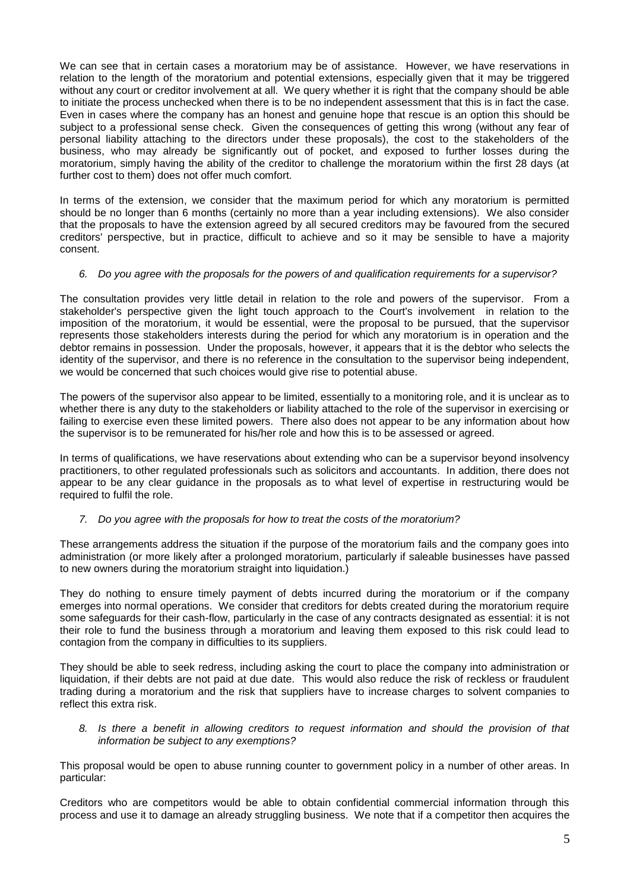We can see that in certain cases a moratorium may be of assistance. However, we have reservations in relation to the length of the moratorium and potential extensions, especially given that it may be triggered without any court or creditor involvement at all. We query whether it is right that the company should be able to initiate the process unchecked when there is to be no independent assessment that this is in fact the case. Even in cases where the company has an honest and genuine hope that rescue is an option this should be subject to a professional sense check. Given the consequences of getting this wrong (without any fear of personal liability attaching to the directors under these proposals), the cost to the stakeholders of the business, who may already be significantly out of pocket, and exposed to further losses during the moratorium, simply having the ability of the creditor to challenge the moratorium within the first 28 days (at further cost to them) does not offer much comfort.

In terms of the extension, we consider that the maximum period for which any moratorium is permitted should be no longer than 6 months (certainly no more than a year including extensions). We also consider that the proposals to have the extension agreed by all secured creditors may be favoured from the secured creditors' perspective, but in practice, difficult to achieve and so it may be sensible to have a majority consent.

6. *Do you agree with the proposals for the powers of and qualification requirements for a supervisor?*

The consultation provides very little detail in relation to the role and powers of the supervisor. From a stakeholder's perspective given the light touch approach to the Court's involvement in relation to the imposition of the moratorium, it would be essential, were the proposal to be pursued, that the supervisor represents those stakeholders interests during the period for which any moratorium is in operation and the debtor remains in possession. Under the proposals, however, it appears that it is the debtor who selects the identity of the supervisor, and there is no reference in the consultation to the supervisor being independent, we would be concerned that such choices would give rise to potential abuse.

The powers of the supervisor also appear to be limited, essentially to a monitoring role, and it is unclear as to whether there is any duty to the stakeholders or liability attached to the role of the supervisor in exercising or failing to exercise even these limited powers. There also does not appear to be any information about how the supervisor is to be remunerated for his/her role and how this is to be assessed or agreed.

In terms of qualifications, we have reservations about extending who can be a supervisor beyond insolvency practitioners, to other regulated professionals such as solicitors and accountants. In addition, there does not appear to be any clear guidance in the proposals as to what level of expertise in restructuring would be required to fulfil the role.

7. *Do you agree with the proposals for how to treat the costs of the moratorium?*

These arrangements address the situation if the purpose of the moratorium fails and the company goes into administration (or more likely after a prolonged moratorium, particularly if saleable businesses have passed to new owners during the moratorium straight into liquidation.)

They do nothing to ensure timely payment of debts incurred during the moratorium or if the company emerges into normal operations. We consider that creditors for debts created during the moratorium require some safeguards for their cash-flow, particularly in the case of any contracts designated as essential: it is not their role to fund the business through a moratorium and leaving them exposed to this risk could lead to contagion from the company in difficulties to its suppliers.

They should be able to seek redress, including asking the court to place the company into administration or liquidation, if their debts are not paid at due date. This would also reduce the risk of reckless or fraudulent trading during a moratorium and the risk that suppliers have to increase charges to solvent companies to reflect this extra risk.

8. *Is there a benefit in allowing creditors to request information and should the provision of that information be subject to any exemptions?*

This proposal would be open to abuse running counter to government policy in a number of other areas. In particular:

Creditors who are competitors would be able to obtain confidential commercial information through this process and use it to damage an already struggling business. We note that if a competitor then acquires the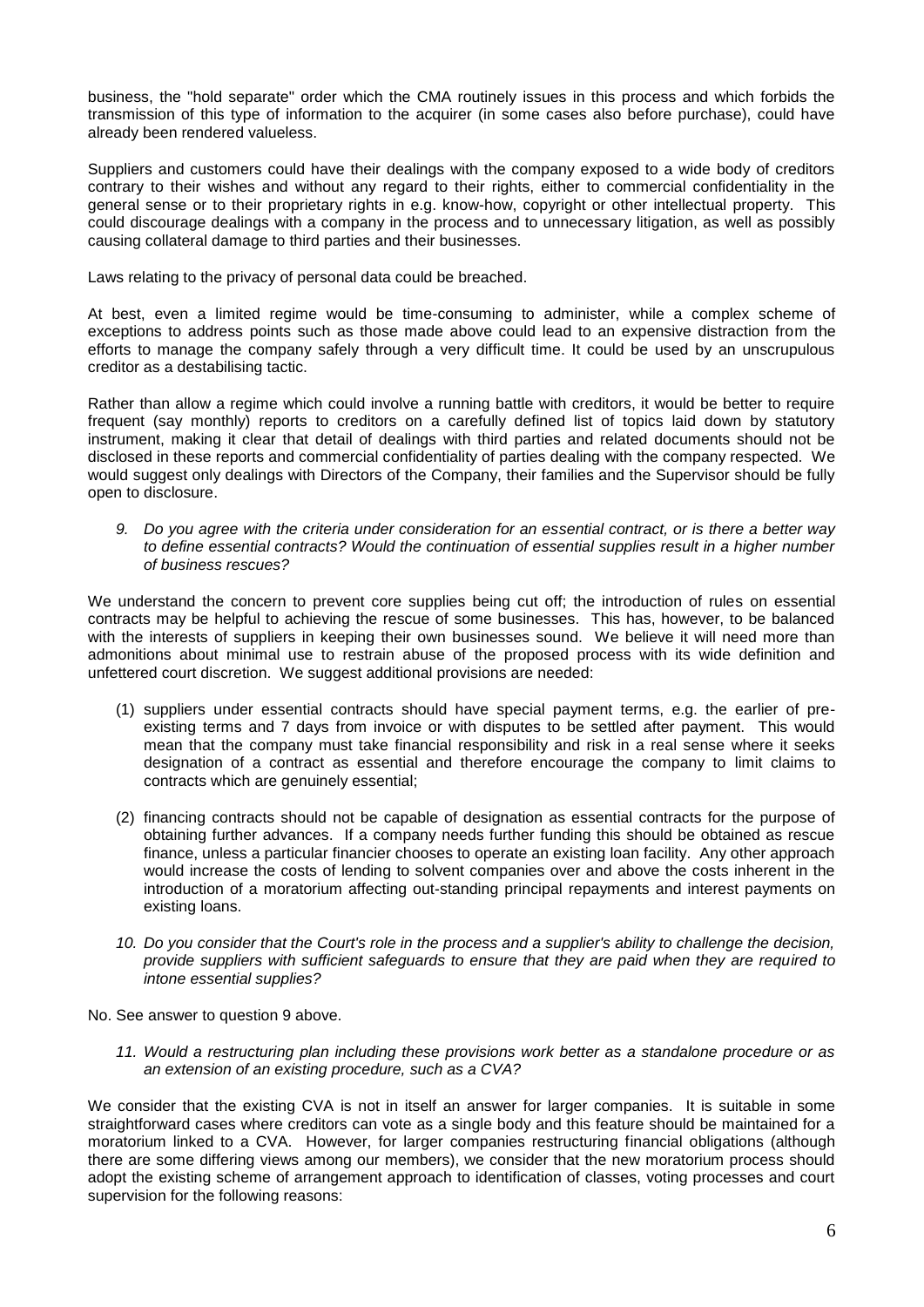business, the "hold separate" order which the CMA routinely issues in this process and which forbids the transmission of this type of information to the acquirer (in some cases also before purchase), could have already been rendered valueless.

Suppliers and customers could have their dealings with the company exposed to a wide body of creditors contrary to their wishes and without any regard to their rights, either to commercial confidentiality in the general sense or to their proprietary rights in e.g. know-how, copyright or other intellectual property. This could discourage dealings with a company in the process and to unnecessary litigation, as well as possibly causing collateral damage to third parties and their businesses.

Laws relating to the privacy of personal data could be breached.

At best, even a limited regime would be time-consuming to administer, while a complex scheme of exceptions to address points such as those made above could lead to an expensive distraction from the efforts to manage the company safely through a very difficult time. It could be used by an unscrupulous creditor as a destabilising tactic.

Rather than allow a regime which could involve a running battle with creditors, it would be better to require frequent (say monthly) reports to creditors on a carefully defined list of topics laid down by statutory instrument, making it clear that detail of dealings with third parties and related documents should not be disclosed in these reports and commercial confidentiality of parties dealing with the company respected. We would suggest only dealings with Directors of the Company, their families and the Supervisor should be fully open to disclosure.

*9. Do you agree with the criteria under consideration for an essential contract, or is there a better way to define essential contracts? Would the continuation of essential supplies result in a higher number of business rescues?*

We understand the concern to prevent core supplies being cut off; the introduction of rules on essential contracts may be helpful to achieving the rescue of some businesses. This has, however, to be balanced with the interests of suppliers in keeping their own businesses sound. We believe it will need more than admonitions about minimal use to restrain abuse of the proposed process with its wide definition and unfettered court discretion. We suggest additional provisions are needed:

(1) suppliers under essential contracts should have special payment terms, e.g. the earlier of pre-existing terms and 7 days from invoice or with disputes to be settled after payment. This would mean that the company must take financial responsibility and risk in a real sense where it seeks designation of a contract as essential and therefore encourage the company to limit claims to contracts which are genuinely essential;

(2) financing contracts should not be capable of designation as essential contracts for the purpose of obtaining further advances. If a company needs further funding this should be obtained as rescue finance, unless a particular financier chooses to operate an existing loan facility. Any other approach would increase the costs of lending to solvent companies over and above the costs inherent in the introduction of a moratorium affecting out-standing principal repayments and interest payments on existing loans.

*10. Do you consider that the Court's role in the process and a supplier's ability to challenge the decision, provide suppliers with sufficient safeguards to ensure that they are paid when they are required to intone essential supplies?*

No. See answer to question 9 above.

*11. Would a restructuring plan including these provisions work better as a standalone procedure or as an extension of an existing procedure, such as a CVA?*

We consider that the existing CVA is not in itself an answer for larger companies. It is suitable in some straightforward cases where creditors can vote as a single body and this feature should be maintained for a moratorium linked to a CVA. However, for larger companies restructuring financial obligations (although there are some differing views among our members), we consider that the new moratorium process should adopt the existing scheme of arrangement approach to identification of classes, voting processes and court supervision for the following reasons: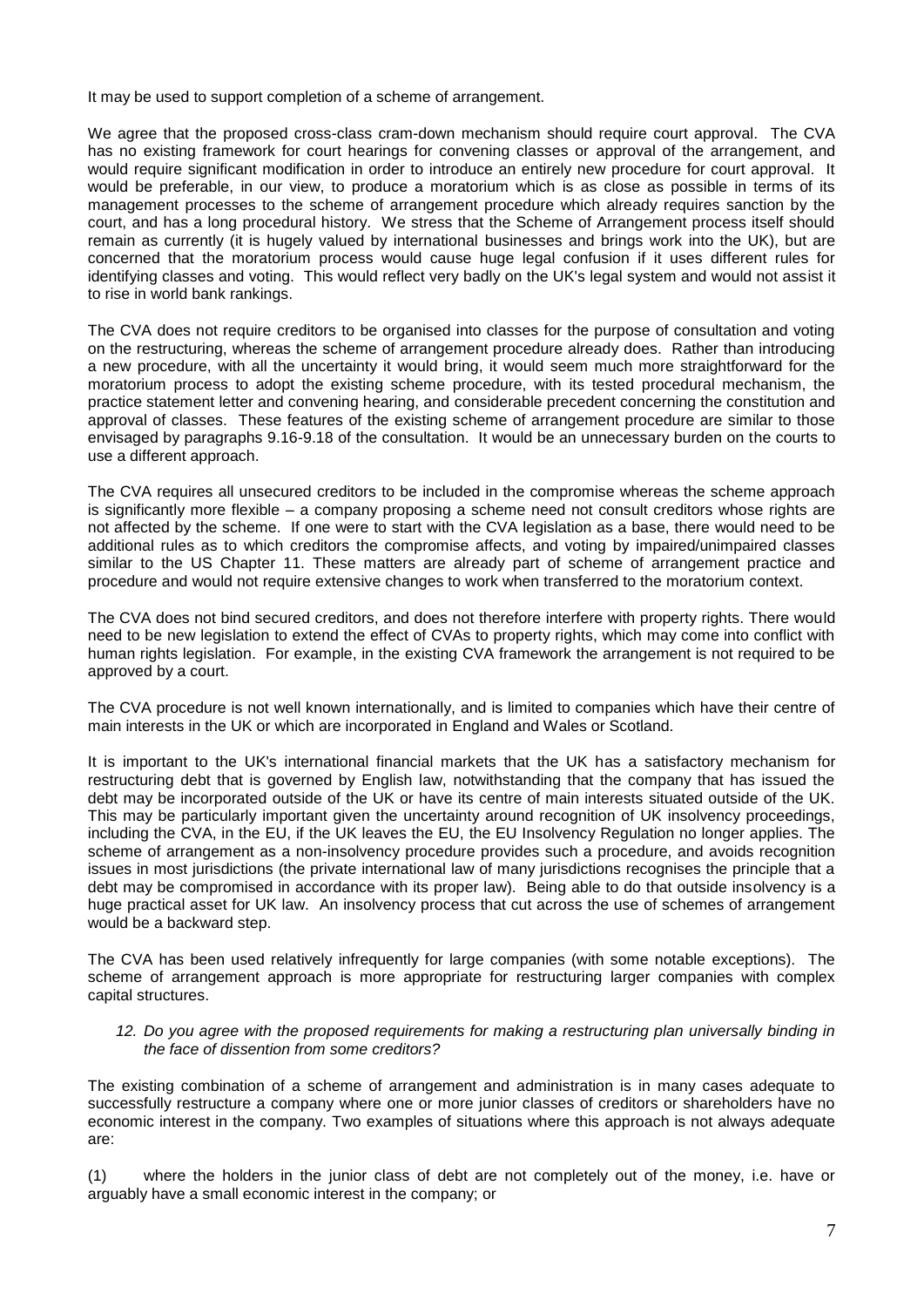It may be used to support completion of a scheme of arrangement.

We agree that the proposed cross-class cram-down mechanism should require court approval. The CVA has no existing framework for court hearings for convening classes or approval of the arrangement, and would require significant modification in order to introduce an entirely new procedure for court approval. It would be preferable, in our view, to produce a moratorium which is as close as possible in terms of its management processes to the scheme of arrangement procedure which already requires sanction by the court, and has a long procedural history. We stress that the Scheme of Arrangement process itself should remain as currently (it is hugely valued by international businesses and brings work into the UK), but are concerned that the moratorium process would cause huge legal confusion if it uses different rules for identifying classes and voting. This would reflect very badly on the UK's legal system and would not assist it to rise in world bank rankings.

The CVA does not require creditors to be organised into classes for the purpose of consultation and voting on the restructuring, whereas the scheme of arrangement procedure already does. Rather than introducing a new procedure, with all the uncertainty it would bring, it would seem much more straightforward for the moratorium process to adopt the existing scheme procedure, with its tested procedural mechanism, the practice statement letter and convening hearing, and considerable precedent concerning the constitution and approval of classes. These features of the existing scheme of arrangement procedure are similar to those envisaged by paragraphs 9.16-9.18 of the consultation. It would be an unnecessary burden on the courts to use a different approach.

The CVA requires all unsecured creditors to be included in the compromise whereas the scheme approach is significantly more flexible – a company proposing a scheme need not consult creditors whose rights are not affected by the scheme. If one were to start with the CVA legislation as a base, there would need to be additional rules as to which creditors the compromise affects, and voting by impaired/unimpaired classes similar to the US Chapter 11. These matters are already part of scheme of arrangement practice and procedure and would not require extensive changes to work when transferred to the moratorium context.

The CVA does not bind secured creditors, and does not therefore interfere with property rights. There would need to be new legislation to extend the effect of CVAs to property rights, which may come into conflict with human rights legislation. For example, in the existing CVA framework the arrangement is not required to be approved by a court.

The CVA procedure is not well known internationally, and is limited to companies which have their centre of main interests in the UK or which are incorporated in England and Wales or Scotland.

It is important to the UK's international financial markets that the UK has a satisfactory mechanism for restructuring debt that is governed by English law, notwithstanding that the company that has issued the debt may be incorporated outside of the UK or have its centre of main interests situated outside of the UK. This may be particularly important given the uncertainty around recognition of UK insolvency proceedings, including the CVA, in the EU, if the UK leaves the EU, the EU Insolvency Regulation no longer applies. The scheme of arrangement as a non-insolvency procedure provides such a procedure, and avoids recognition issues in most jurisdictions (the private international law of many jurisdictions recognises the principle that a debt may be compromised in accordance with its proper law). Being able to do that outside insolvency is a huge practical asset for UK law. An insolvency process that cut across the use of schemes of arrangement would be a backward step.

The CVA has been used relatively infrequently for large companies (with some notable exceptions). The scheme of arrangement approach is more appropriate for restructuring larger companies with complex capital structures.

*12. Do you agree with the proposed requirements for making a restructuring plan universally binding in the face of dissention from some creditors?*

The existing combination of a scheme of arrangement and administration is in many cases adequate to successfully restructure a company where one or more junior classes of creditors or shareholders have no economic interest in the company. Two examples of situations where this approach is not always adequate are:

(1) where the holders in the junior class of debt are not completely out of the money, i.e. have or arguably have a small economic interest in the company; or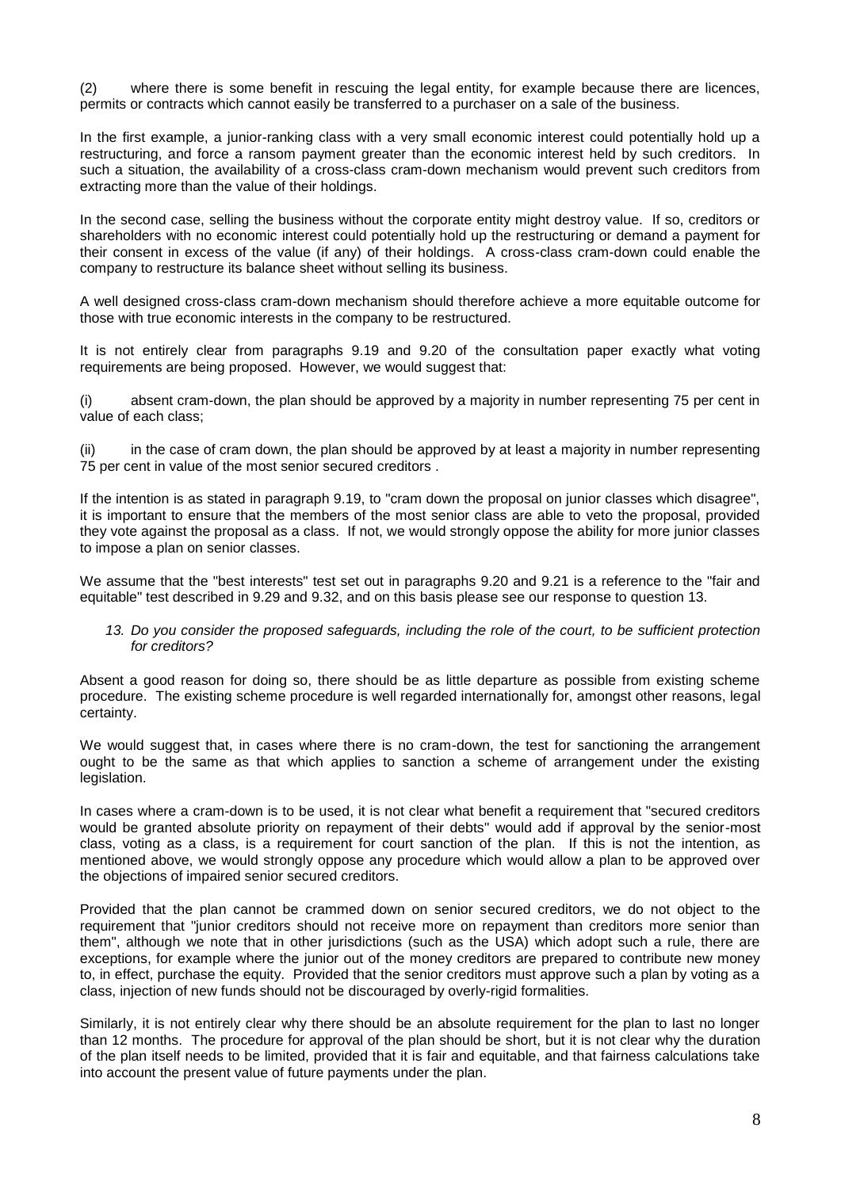(2) where there is some benefit in rescuing the legal entity, for example because there are licences, permits or contracts which cannot easily be transferred to a purchaser on a sale of the business.

In the first example, a junior-ranking class with a very small economic interest could potentially hold up a restructuring, and force a ransom payment greater than the economic interest held by such creditors. In such a situation, the availability of a cross-class cram-down mechanism would prevent such creditors from extracting more than the value of their holdings.

In the second case, selling the business without the corporate entity might destroy value. If so, creditors or shareholders with no economic interest could potentially hold up the restructuring or demand a payment for their consent in excess of the value (if any) of their holdings. A cross-class cram-down could enable the company to restructure its balance sheet without selling its business.

A well designed cross-class cram-down mechanism should therefore achieve a more equitable outcome for those with true economic interests in the company to be restructured.

It is not entirely clear from paragraphs 9.19 and 9.20 of the consultation paper exactly what voting requirements are being proposed. However, we would suggest that:

(i) absent cram-down, the plan should be approved by a majority in number representing 75 per cent in value of each class;

(ii) in the case of cram down, the plan should be approved by at least a majority in number representing 75 per cent in value of the most senior secured creditors .

If the intention is as stated in paragraph 9.19, to "cram down the proposal on junior classes which disagree", it is important to ensure that the members of the most senior class are able to veto the proposal, provided they vote against the proposal as a class. If not, we would strongly oppose the ability for more junior classes to impose a plan on senior classes.

We assume that the "best interests" test set out in paragraphs 9.20 and 9.21 is a reference to the "fair and equitable" test described in 9.29 and 9.32, and on this basis please see our response to question 13.

*13. Do you consider the proposed safeguards, including the role of the court, to be sufficient protection for creditors?*

Absent a good reason for doing so, there should be as little departure as possible from existing scheme procedure. The existing scheme procedure is well regarded internationally for, amongst other reasons, legal certainty.

We would suggest that, in cases where there is no cram-down, the test for sanctioning the arrangement ought to be the same as that which applies to sanction a scheme of arrangement under the existing legislation.

In cases where a cram-down is to be used, it is not clear what benefit a requirement that "secured creditors would be granted absolute priority on repayment of their debts" would add if approval by the senior-most class, voting as a class, is a requirement for court sanction of the plan. If this is not the intention, as mentioned above, we would strongly oppose any procedure which would allow a plan to be approved over the objections of impaired senior secured creditors.

Provided that the plan cannot be crammed down on senior secured creditors, we do not object to the requirement that "junior creditors should not receive more on repayment than creditors more senior than them", although we note that in other jurisdictions (such as the USA) which adopt such a rule, there are exceptions, for example where the junior out of the money creditors are prepared to contribute new money to, in effect, purchase the equity. Provided that the senior creditors must approve such a plan by voting as a class, injection of new funds should not be discouraged by overly-rigid formalities.

Similarly, it is not entirely clear why there should be an absolute requirement for the plan to last no longer than 12 months. The procedure for approval of the plan should be short, but it is not clear why the duration of the plan itself needs to be limited, provided that it is fair and equitable, and that fairness calculations take into account the present value of future payments under the plan.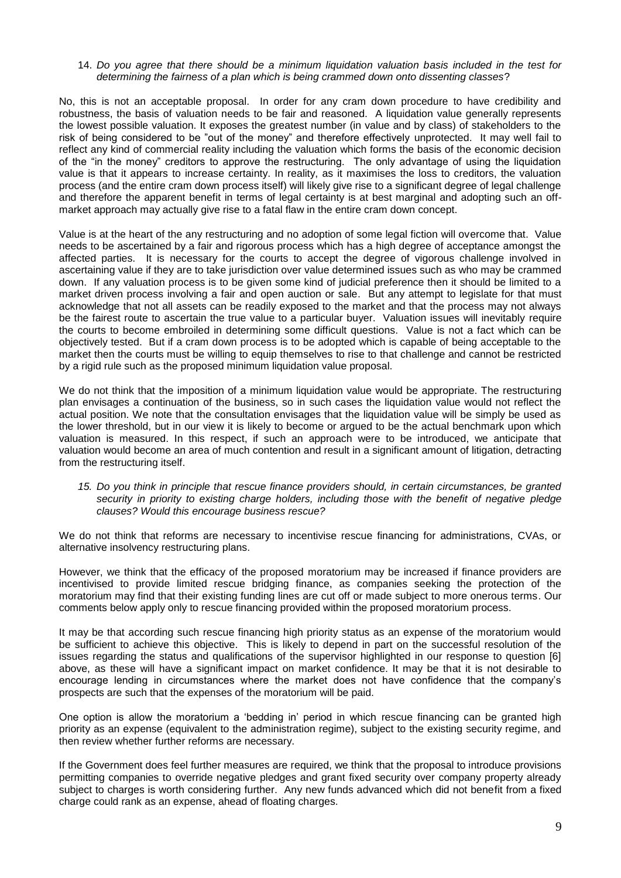14. *Do you agree that there should be a minimum liquidation valuation basis included in the test for determining the fairness of a plan which is being crammed down onto dissenting classes?*

No, this is not an acceptable proposal. In order for any cram down procedure to have credibility and robustness, the basis of valuation needs to be fair and reasoned. A liquidation value generally represents the lowest possible valuation. It exposes the greatest number (in value and by class) of stakeholders to the risk of being considered to be "out of the money" and therefore effectively unprotected. It may well fail to reflect any kind of commercial reality including the valuation which forms the basis of the economic decision of the "in the money" creditors to approve the restructuring. The only advantage of using the liquidation value is that it appears to increase certainty. In reality, as it maximises the loss to creditors, the valuation process (and the entire cram down process itself) will likely give rise to a significant degree of legal challenge and therefore the apparent benefit in terms of legal certainty is at best marginal and adopting such an off-market approach may actually give rise to a fatal flaw in the entire cram down concept.

Value is at the heart of the any restructuring and no adoption of some legal fiction will overcome that. Value needs to be ascertained by a fair and rigorous process which has a high degree of acceptance amongst the affected parties. It is necessary for the courts to accept the degree of vigorous challenge involved in ascertaining value if they are to take jurisdiction over value determined issues such as who may be crammed down. If any valuation process is to be given some kind of judicial preference then it should be limited to a market driven process involving a fair and open auction or sale. But any attempt to legislate for that must acknowledge that not all assets can be readily exposed to the market and that the process may not always be the fairest route to ascertain the true value to a particular buyer. Valuation issues will inevitably require the courts to become embroiled in determining some difficult questions. Value is not a fact which can be objectively tested. But if a cram down process is to be adopted which is capable of being acceptable to the market then the courts must be willing to equip themselves to rise to that challenge and cannot be restricted by a rigid rule such as the proposed minimum liquidation value proposal.

We do not think that the imposition of a minimum liquidation value would be appropriate. The restructuring plan envisages a continuation of the business, so in such cases the liquidation value would not reflect the actual position. We note that the consultation envisages that the liquidation value will be simply be used as the lower threshold, but in our view it is likely to become or argued to be the actual benchmark upon which valuation is measured. In this respect, if such an approach were to be introduced, we anticipate that valuation would become an area of much contention and result in a significant amount of litigation, detracting from the restructuring itself.

15. *Do you think in principle that rescue finance providers should, in certain circumstances, be granted security in priority to existing charge holders, including those with the benefit of negative pledge clauses? Would this encourage business rescue?*

We do not think that reforms are necessary to incentivise rescue financing for administrations, CVAs, or alternative insolvency restructuring plans.

However, we think that the efficacy of the proposed moratorium may be increased if finance providers are incentivised to provide limited rescue bridging finance, as companies seeking the protection of the moratorium may find that their existing funding lines are cut off or made subject to more onerous terms. Our comments below apply only to rescue financing provided within the proposed moratorium process.

It may be that according such rescue financing high priority status as an expense of the moratorium would be sufficient to achieve this objective. This is likely to depend in part on the successful resolution of the issues regarding the status and qualifications of the supervisor highlighted in our response to question [6] above, as these will have a significant impact on market confidence. It may be that it is not desirable to encourage lending in circumstances where the market does not have confidence that the company's prospects are such that the expenses of the moratorium will be paid.

One option is allow the moratorium a 'bedding in' period in which rescue financing can be granted high priority as an expense (equivalent to the administration regime), subject to the existing security regime, and then review whether further reforms are necessary.

If the Government does feel further measures are required, we think that the proposal to introduce provisions permitting companies to override negative pledges and grant fixed security over company property already subject to charges is worth considering further. Any new funds advanced which did not benefit from a fixed charge could rank as an expense, ahead of floating charges.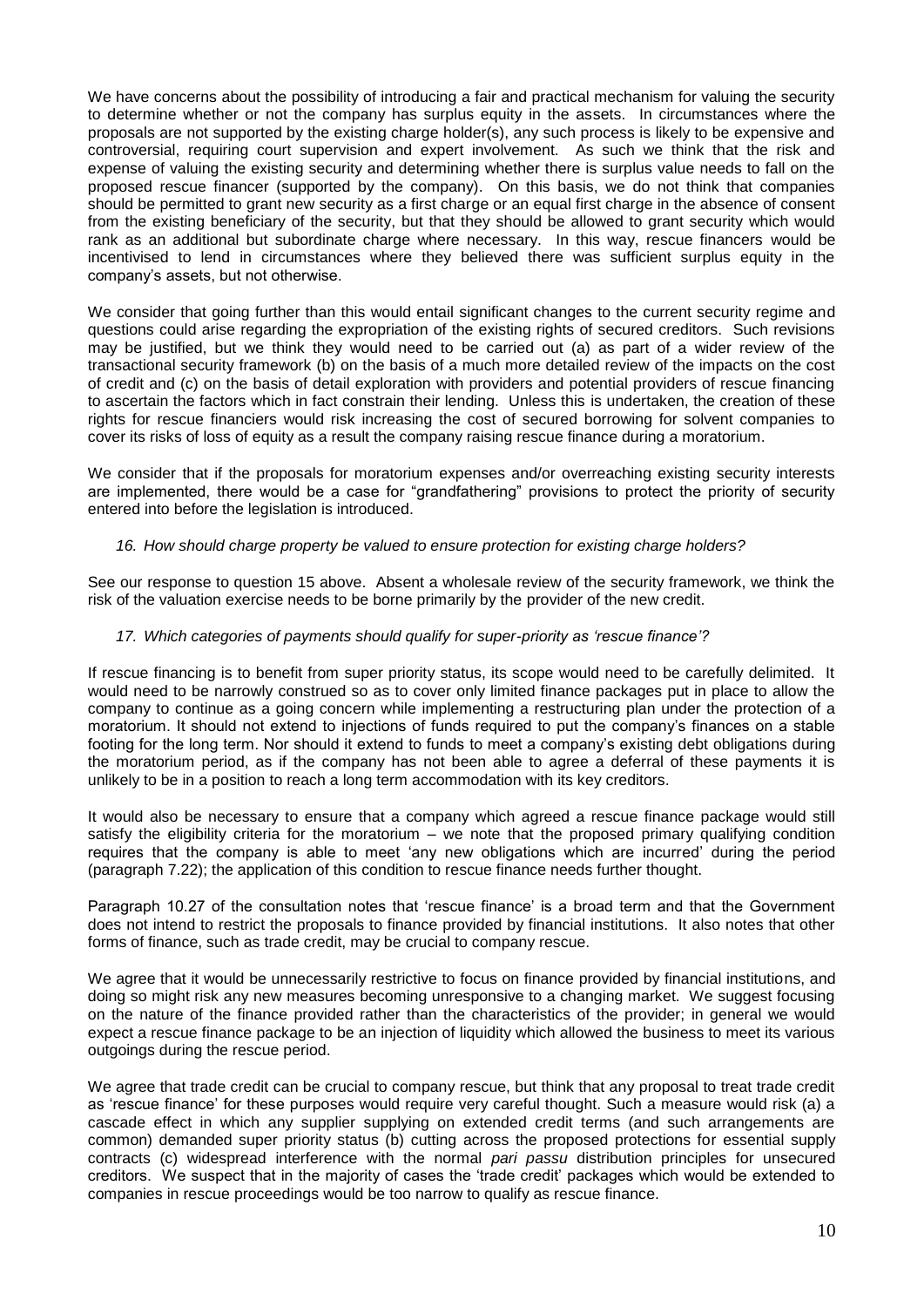We have concerns about the possibility of introducing a fair and practical mechanism for valuing the security to determine whether or not the company has surplus equity in the assets. In circumstances where the proposals are not supported by the existing charge holder(s), any such process is likely to be expensive and controversial, requiring court supervision and expert involvement. As such we think that the risk and expense of valuing the existing security and determining whether there is surplus value needs to fall on the proposed rescue financer (supported by the company). On this basis, we do not think that companies should be permitted to grant new security as a first charge or an equal first charge in the absence of consent from the existing beneficiary of the security, but that they should be allowed to grant security which would rank as an additional but subordinate charge where necessary. In this way, rescue financers would be incentivised to lend in circumstances where they believed there was sufficient surplus equity in the company's assets, but not otherwise.

We consider that going further than this would entail significant changes to the current security regime and questions could arise regarding the expropriation of the existing rights of secured creditors. Such revisions may be justified, but we think they would need to be carried out (a) as part of a wider review of the transactional security framework (b) on the basis of a much more detailed review of the impacts on the cost of credit and (c) on the basis of detail exploration with providers and potential providers of rescue financing to ascertain the factors which in fact constrain their lending. Unless this is undertaken, the creation of these rights for rescue financiers would risk increasing the cost of secured borrowing for solvent companies to cover its risks of loss of equity as a result the company raising rescue finance during a moratorium.

We consider that if the proposals for moratorium expenses and/or overreaching existing security interests are implemented, there would be a case for "grandfathering" provisions to protect the priority of security entered into before the legislation is introduced.

*16. How should charge property be valued to ensure protection for existing charge holders?*

See our response to question 15 above. Absent a wholesale review of the security framework, we think the risk of the valuation exercise needs to be borne primarily by the provider of the new credit.

*17. Which categories of payments should qualify for super-priority as 'rescue finance'?*

If rescue financing is to benefit from super priority status, its scope would need to be carefully delimited. It would need to be narrowly construed so as to cover only limited finance packages put in place to allow the company to continue as a going concern while implementing a restructuring plan under the protection of a moratorium. It should not extend to injections of funds required to put the company's finances on a stable footing for the long term. Nor should it extend to funds to meet a company's existing debt obligations during the moratorium period, as if the company has not been able to agree a deferral of these payments it is unlikely to be in a position to reach a long term accommodation with its key creditors.

It would also be necessary to ensure that a company which agreed a rescue finance package would still satisfy the eligibility criteria for the moratorium – we note that the proposed primary qualifying condition requires that the company is able to meet 'any new obligations which are incurred' during the period (paragraph 7.22); the application of this condition to rescue finance needs further thought.

Paragraph 10.27 of the consultation notes that 'rescue finance' is a broad term and that the Government does not intend to restrict the proposals to finance provided by financial institutions. It also notes that other forms of finance, such as trade credit, may be crucial to company rescue.

We agree that it would be unnecessarily restrictive to focus on finance provided by financial institutions, and doing so might risk any new measures becoming unresponsive to a changing market. We suggest focusing on the nature of the finance provided rather than the characteristics of the provider; in general we would expect a rescue finance package to be an injection of liquidity which allowed the business to meet its various outgoings during the rescue period.

We agree that trade credit can be crucial to company rescue, but think that any proposal to treat trade credit as 'rescue finance' for these purposes would require very careful thought. Such a measure would risk (a) a cascade effect in which any supplier supplying on extended credit terms (and such arrangements are common) demanded super priority status (b) cutting across the proposed protections for essential supply contracts (c) widespread interference with the normal *pari passu* distribution principles for unsecured creditors. We suspect that in the majority of cases the 'trade credit' packages which would be extended to companies in rescue proceedings would be too narrow to qualify as rescue finance.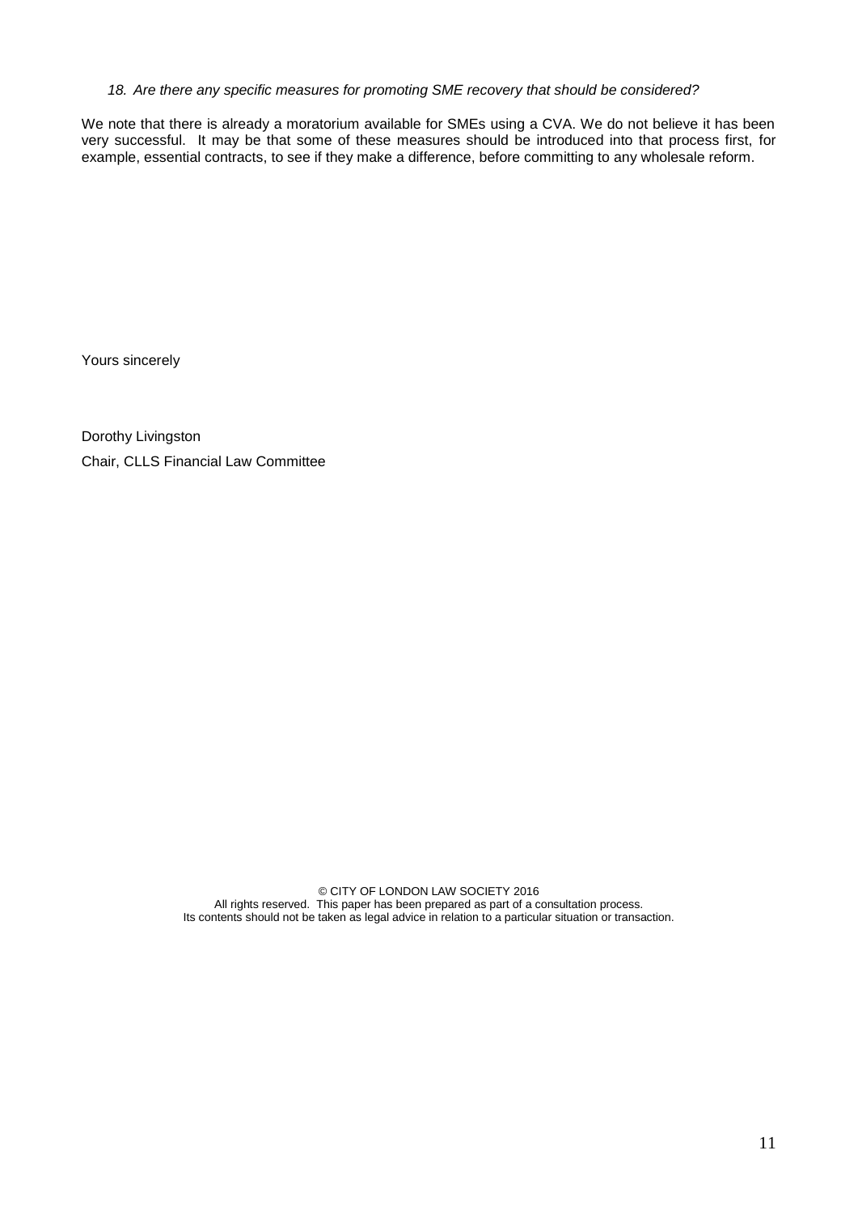*18. Are there any specific measures for promoting SME recovery that should be considered?*

We note that there is already a moratorium available for SMEs using a CVA. We do not believe it has been very successful. It may be that some of these measures should be introduced into that process first, for example, essential contracts, to see if they make a difference, before committing to any wholesale reform.

Yours sincerely

Dorothy Livingston

Chair, CLLS Financial Law Committee

© CITY OF LONDON LAW SOCIETY 2016
All rights reserved. This paper has been prepared as part of a consultation process.
Its contents should not be taken as legal advice in relation to a particular situation or transaction.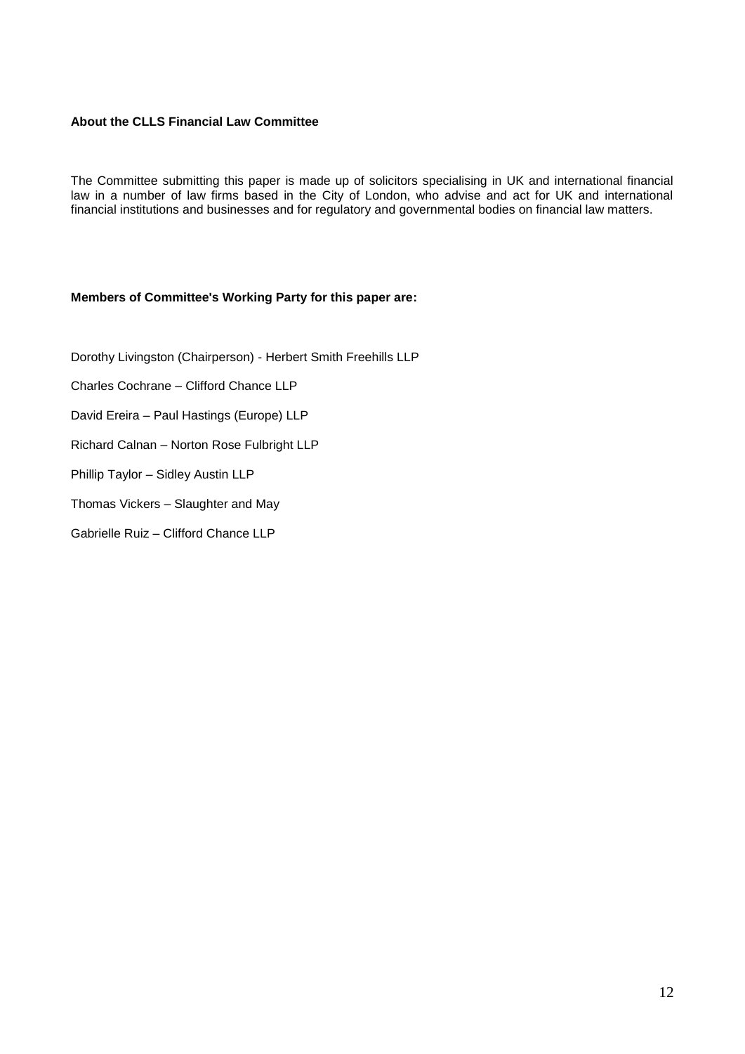**About the CLLS Financial Law Committee**

The Committee submitting this paper is made up of solicitors specialising in UK and international financial law in a number of law firms based in the City of London, who advise and act for UK and international financial institutions and businesses and for regulatory and governmental bodies on financial law matters.

**Members of Committee's Working Party for this paper are:**

Dorothy Livingston (Chairperson) - Herbert Smith Freehills LLP

Charles Cochrane – Clifford Chance LLP

David Ereira – Paul Hastings (Europe) LLP

Richard Calnan – Norton Rose Fulbright LLP

Phillip Taylor – Sidley Austin LLP

Thomas Vickers – Slaughter and May

Gabrielle Ruiz – Clifford Chance LLP